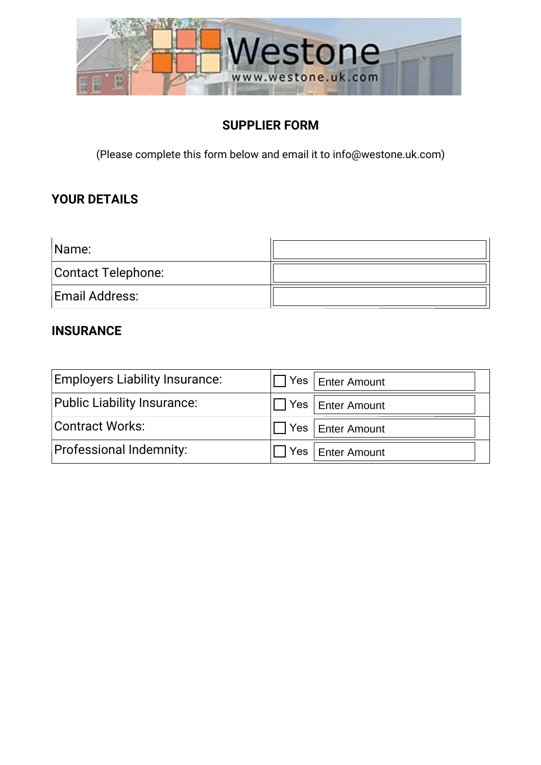# SUPPLIER FORM

(Please complete this form below and email it to info@westone.uk.com)

## YOUR DETAILS

| Name: | |
|---|---|
| Contact Telephone: | |
| Email Address: | |

## INSURANCE

| Employers Liability Insurance: | ☐ Yes Enter Amount |
|---|---|
| Public Liability Insurance: | ☐ Yes Enter Amount |
| Contract Works: | ☐ Yes Enter Amount |
| Professional Indemnity: | ☐ Yes Enter Amount |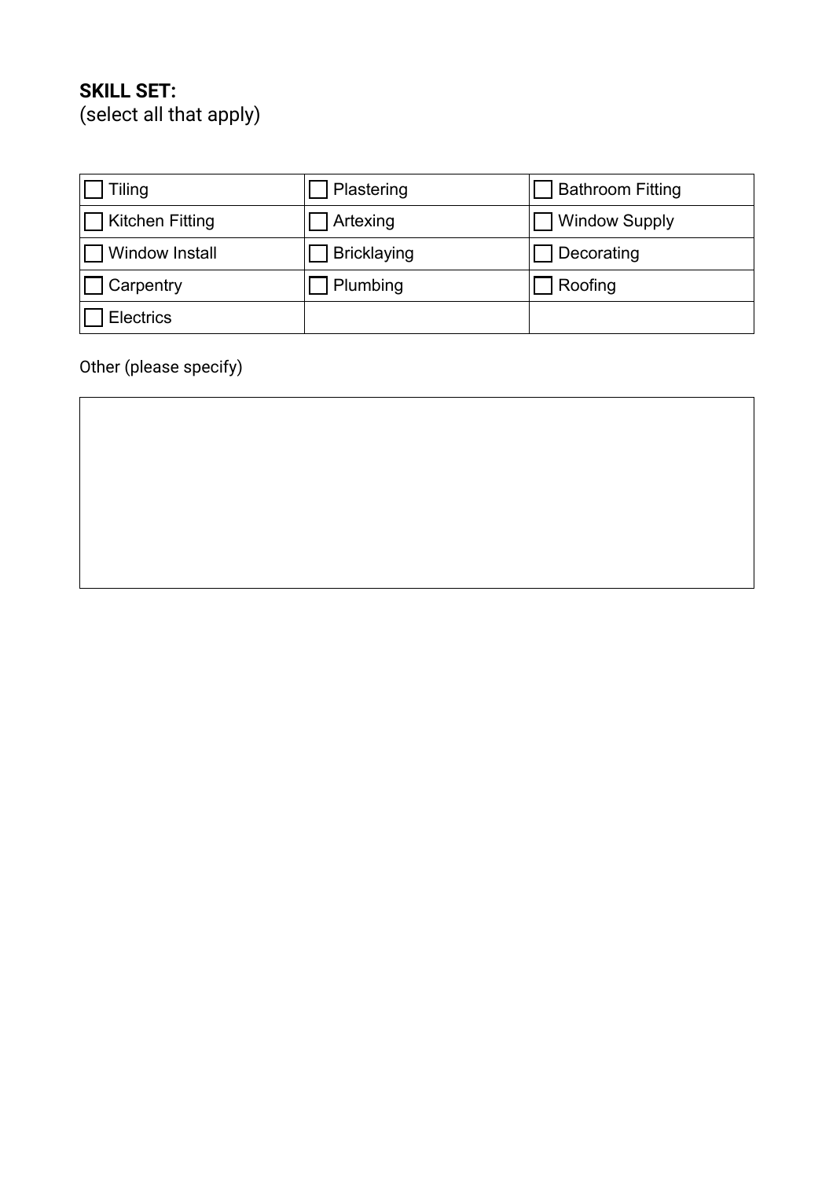**SKILL SET:**
(select all that apply)

| | | |
|---|---|---|
| ☐ Tiling | ☐ Plastering | ☐ Bathroom Fitting |
| ☐ Kitchen Fitting | ☐ Artexing | ☐ Window Supply |
| ☐ Window Install | ☐ Bricklaying | ☐ Decorating |
| ☐ Carpentry | ☐ Plumbing | ☐ Roofing |
| ☐ Electrics | | |

Other (please specify)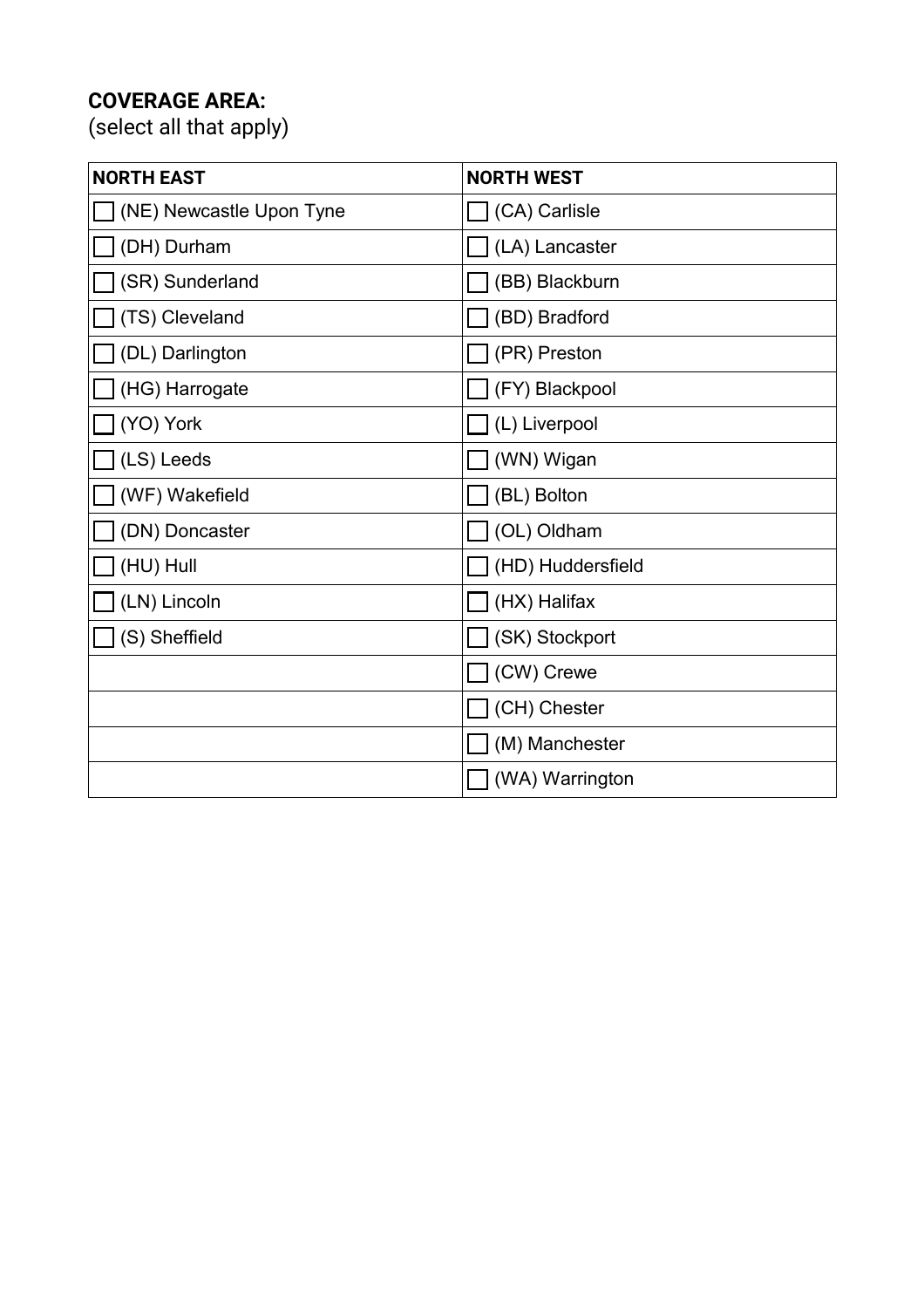**COVERAGE AREA:**
(select all that apply)

| NORTH EAST | NORTH WEST |
| --- | --- |
| ☐ (NE) Newcastle Upon Tyne | ☐ (CA) Carlisle |
| ☐ (DH) Durham | ☐ (LA) Lancaster |
| ☐ (SR) Sunderland | ☐ (BB) Blackburn |
| ☐ (TS) Cleveland | ☐ (BD) Bradford |
| ☐ (DL) Darlington | ☐ (PR) Preston |
| ☐ (HG) Harrogate | ☐ (FY) Blackpool |
| ☐ (YO) York | ☐ (L) Liverpool |
| ☐ (LS) Leeds | ☐ (WN) Wigan |
| ☐ (WF) Wakefield | ☐ (BL) Bolton |
| ☐ (DN) Doncaster | ☐ (OL) Oldham |
| ☐ (HU) Hull | ☐ (HD) Huddersfield |
| ☐ (LN) Lincoln | ☐ (HX) Halifax |
| ☐ (S) Sheffield | ☐ (SK) Stockport |
| | ☐ (CW) Crewe |
| | ☐ (CH) Chester |
| | ☐ (M) Manchester |
| | ☐ (WA) Warrington |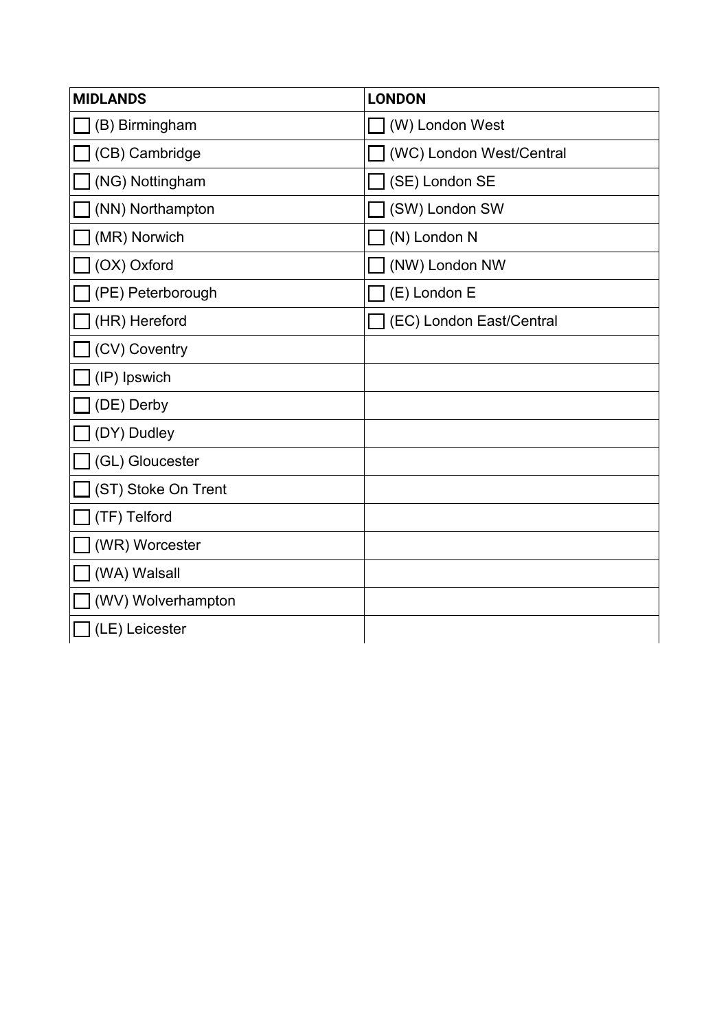| MIDLANDS | LONDON |
|---|---|
| ☐ (B) Birmingham | ☐ (W) London West |
| ☐ (CB) Cambridge | ☐ (WC) London West/Central |
| ☐ (NG) Nottingham | ☐ (SE) London SE |
| ☐ (NN) Northampton | ☐ (SW) London SW |
| ☐ (MR) Norwich | ☐ (N) London N |
| ☐ (OX) Oxford | ☐ (NW) London NW |
| ☐ (PE) Peterborough | ☐ (E) London E |
| ☐ (HR) Hereford | ☐ (EC) London East/Central |
| ☐ (CV) Coventry | |
| ☐ (IP) Ipswich | |
| ☐ (DE) Derby | |
| ☐ (DY) Dudley | |
| ☐ (GL) Gloucester | |
| ☐ (ST) Stoke On Trent | |
| ☐ (TF) Telford | |
| ☐ (WR) Worcester | |
| ☐ (WA) Walsall | |
| ☐ (WV) Wolverhampton | |
| ☐ (LE) Leicester | |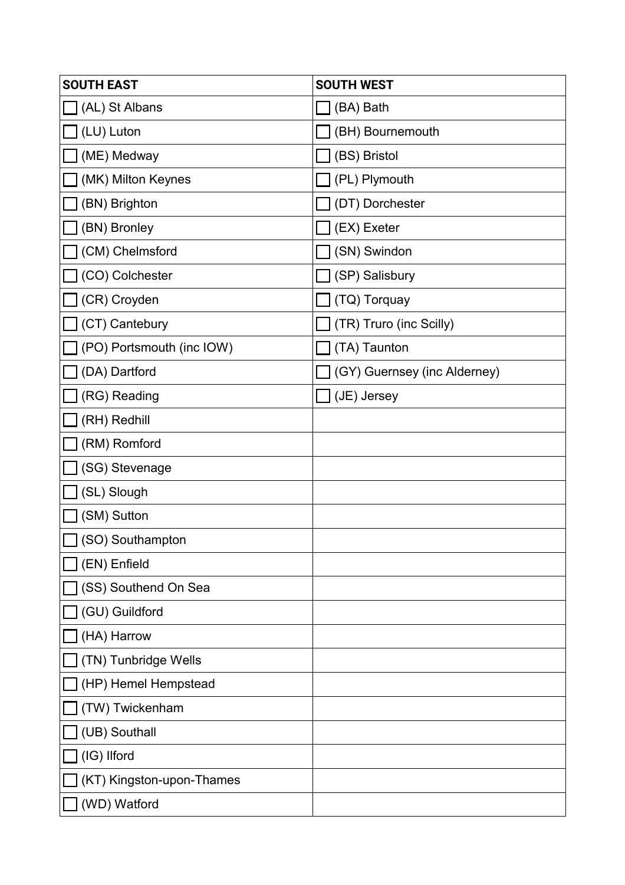| SOUTH EAST | SOUTH WEST |
|---|---|
| ☐ (AL) St Albans | ☐ (BA) Bath |
| ☐ (LU) Luton | ☐ (BH) Bournemouth |
| ☐ (ME) Medway | ☐ (BS) Bristol |
| ☐ (MK) Milton Keynes | ☐ (PL) Plymouth |
| ☐ (BN) Brighton | ☐ (DT) Dorchester |
| ☐ (BN) Bronley | ☐ (EX) Exeter |
| ☐ (CM) Chelmsford | ☐ (SN) Swindon |
| ☐ (CO) Colchester | ☐ (SP) Salisbury |
| ☐ (CR) Croyden | ☐ (TQ) Torquay |
| ☐ (CT) Cantebury | ☐ (TR) Truro (inc Scilly) |
| ☐ (PO) Portsmouth (inc IOW) | ☐ (TA) Taunton |
| ☐ (DA) Dartford | ☐ (GY) Guernsey (inc Alderney) |
| ☐ (RG) Reading | ☐ (JE) Jersey |
| ☐ (RH) Redhill | |
| ☐ (RM) Romford | |
| ☐ (SG) Stevenage | |
| ☐ (SL) Slough | |
| ☐ (SM) Sutton | |
| ☐ (SO) Southampton | |
| ☐ (EN) Enfield | |
| ☐ (SS) Southend On Sea | |
| ☐ (GU) Guildford | |
| ☐ (HA) Harrow | |
| ☐ (TN) Tunbridge Wells | |
| ☐ (HP) Hemel Hempstead | |
| ☐ (TW) Twickenham | |
| ☐ (UB) Southall | |
| ☐ (IG) Ilford | |
| ☐ (KT) Kingston-upon-Thames | |
| ☐ (WD) Watford | |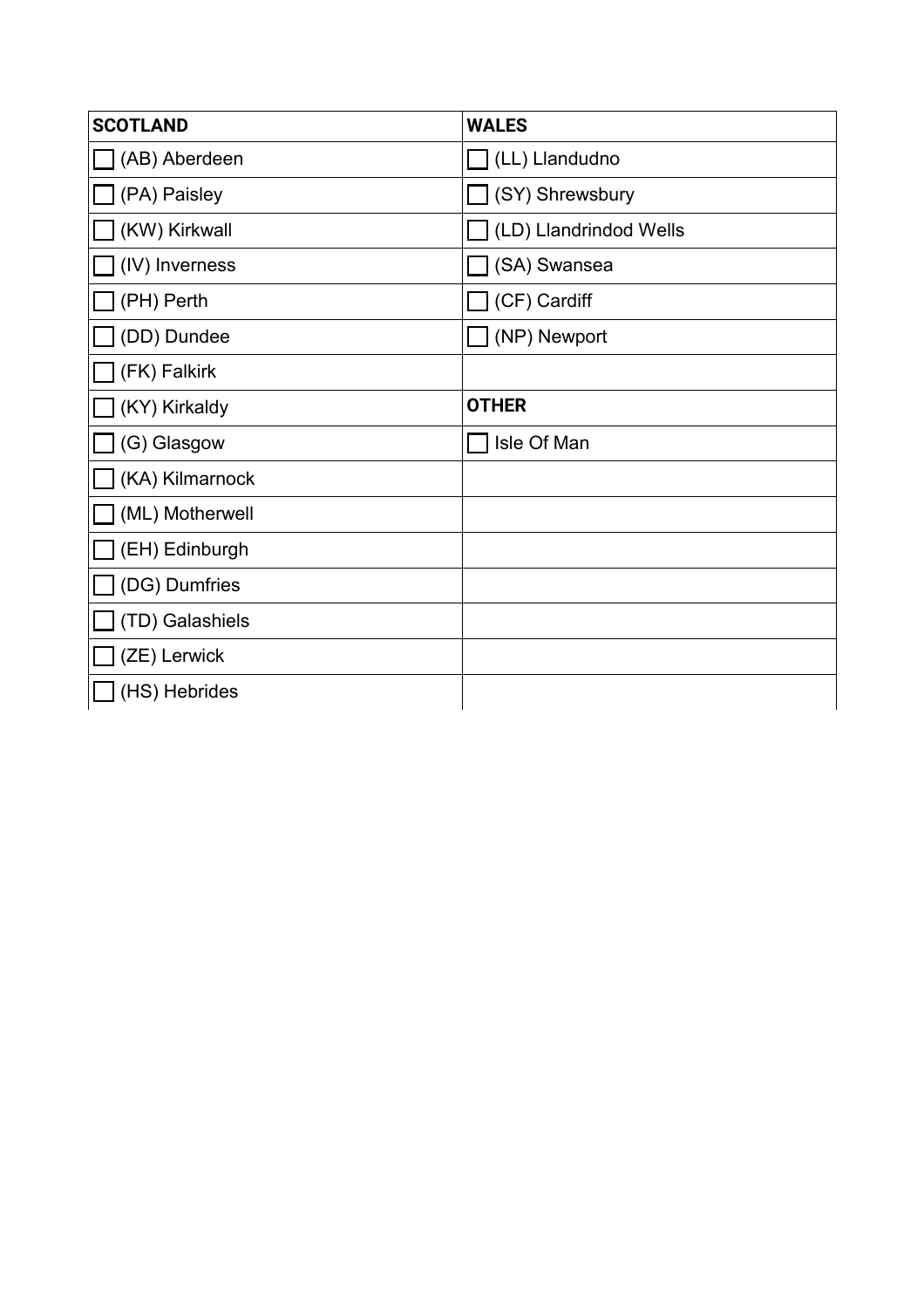| SCOTLAND | WALES |
| --- | --- |
| ☐ (AB) Aberdeen | ☐ (LL) Llandudno |
| ☐ (PA) Paisley | ☐ (SY) Shrewsbury |
| ☐ (KW) Kirkwall | ☐ (LD) Llandrindod Wells |
| ☐ (IV) Inverness | ☐ (SA) Swansea |
| ☐ (PH) Perth | ☐ (CF) Cardiff |
| ☐ (DD) Dundee | ☐ (NP) Newport |
| ☐ (FK) Falkirk | |
| ☐ (KY) Kirkaldy | **OTHER** |
| ☐ (G) Glasgow | ☐ Isle Of Man |
| ☐ (KA) Kilmarnock | |
| ☐ (ML) Motherwell | |
| ☐ (EH) Edinburgh | |
| ☐ (DG) Dumfries | |
| ☐ (TD) Galashiels | |
| ☐ (ZE) Lerwick | |
| ☐ (HS) Hebrides | |